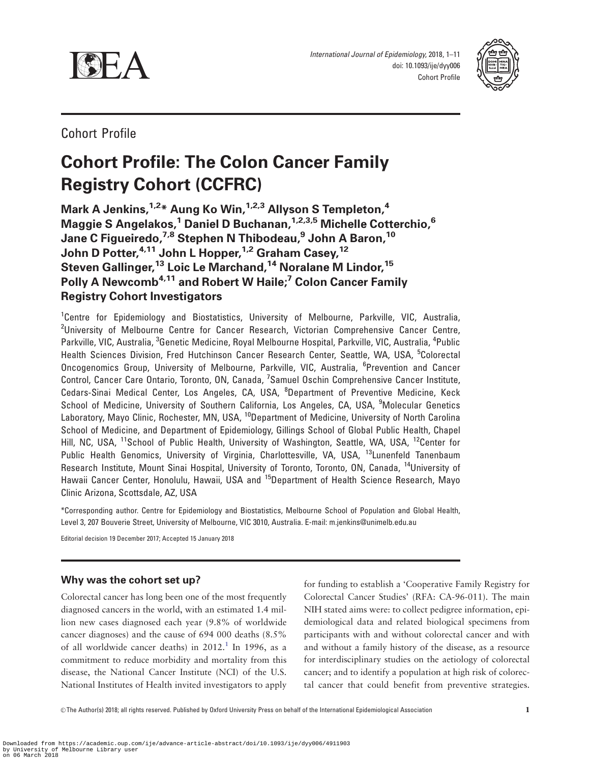Cohort Profile

# Cohort Profile: The Colon Cancer Family Registry Cohort (CCFRC)

**Mark A Jenkins,[1,2]* Aung Ko Win,[1,2,3] Allyson S Templeton,[4] Maggie S Angelakos,[1] Daniel D Buchanan,[1,2,3,5] Michelle Cotterchio,[6] Jane C Figueiredo,[7,8] Stephen N Thibodeau,[9] John A Baron,[10] John D Potter,[4,11] John L Hopper,[1,2] Graham Casey,[12] Steven Gallinger,[13] Loic Le Marchand,[14] Noralane M Lindor,[15] Polly A Newcomb[4,11] and Robert W Haile;[7] Colon Cancer Family Registry Cohort Investigators**

[1]Centre for Epidemiology and Biostatistics, University of Melbourne, Parkville, VIC, Australia, [2]University of Melbourne Centre for Cancer Research, Victorian Comprehensive Cancer Centre, Parkville, VIC, Australia, [3]Genetic Medicine, Royal Melbourne Hospital, Parkville, VIC, Australia, [4]Public Health Sciences Division, Fred Hutchinson Cancer Research Center, Seattle, WA, USA, [5]Colorectal Oncogenomics Group, University of Melbourne, Parkville, VIC, Australia, [6]Prevention and Cancer Control, Cancer Care Ontario, Toronto, ON, Canada, [7]Samuel Oschin Comprehensive Cancer Institute, Cedars-Sinai Medical Center, Los Angeles, CA, USA, [8]Department of Preventive Medicine, Keck School of Medicine, University of Southern California, Los Angeles, CA, USA, [9]Molecular Genetics Laboratory, Mayo Clinic, Rochester, MN, USA, [10]Department of Medicine, University of North Carolina School of Medicine, and Department of Epidemiology, Gillings School of Global Public Health, Chapel Hill, NC, USA, [11]School of Public Health, University of Washington, Seattle, WA, USA, [12]Center for Public Health Genomics, University of Virginia, Charlottesville, VA, USA, [13]Lunenfeld Tanenbaum Research Institute, Mount Sinai Hospital, University of Toronto, Toronto, ON, Canada, [14]University of Hawaii Cancer Center, Honolulu, Hawaii, USA and [15]Department of Health Science Research, Mayo Clinic Arizona, Scottsdale, AZ, USA

*Corresponding author. Centre for Epidemiology and Biostatistics, Melbourne School of Population and Global Health, Level 3, 207 Bouverie Street, University of Melbourne, VIC 3010, Australia. E-mail: m.jenkins@unimelb.edu.au

Editorial decision 19 December 2017; Accepted 15 January 2018

## Why was the cohort set up?

Colorectal cancer has long been one of the most frequently diagnosed cancers in the world, with an estimated 1.4 million new cases diagnosed each year (9.8% of worldwide cancer diagnoses) and the cause of 694 000 deaths (8.5% of all worldwide cancer deaths) in 2012.[1] In 1996, as a commitment to reduce morbidity and mortality from this disease, the National Cancer Institute (NCI) of the U.S. National Institutes of Health invited investigators to apply for funding to establish a 'Cooperative Family Registry for Colorectal Cancer Studies' (RFA: CA-96-011). The main NIH stated aims were: to collect pedigree information, epidemiological data and related biological specimens from participants with and without colorectal cancer and with and without a family history of the disease, as a resource for interdisciplinary studies on the aetiology of colorectal cancer; and to identify a population at high risk of colorectal cancer that could benefit from preventive strategies.

© The Author(s) 2018; all rights reserved. Published by Oxford University Press on behalf of the International Epidemiological Association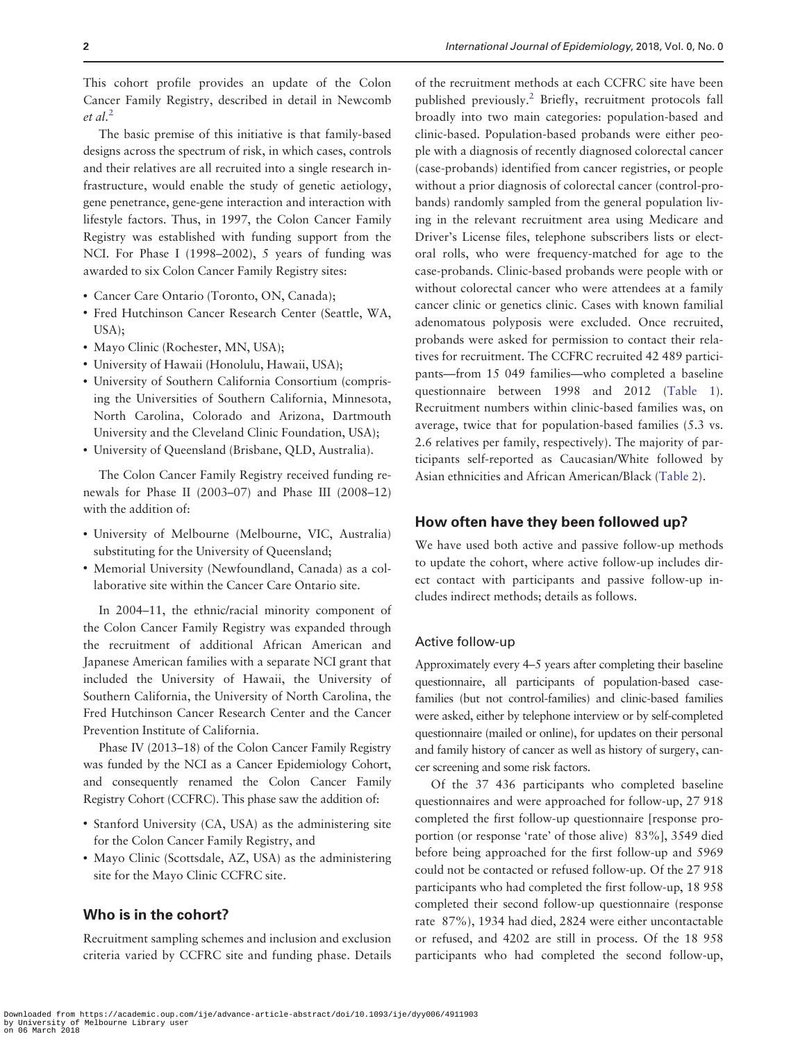This cohort profile provides an update of the Colon Cancer Family Registry, described in detail in Newcomb *et al.*[2]

The basic premise of this initiative is that family-based designs across the spectrum of risk, in which cases, controls and their relatives are all recruited into a single research infrastructure, would enable the study of genetic aetiology, gene penetrance, gene-gene interaction and interaction with lifestyle factors. Thus, in 1997, the Colon Cancer Family Registry was established with funding support from the NCI. For Phase I (1998–2002), 5 years of funding was awarded to six Colon Cancer Family Registry sites:

- Cancer Care Ontario (Toronto, ON, Canada);
- Fred Hutchinson Cancer Research Center (Seattle, WA, USA);
- Mayo Clinic (Rochester, MN, USA);
- University of Hawaii (Honolulu, Hawaii, USA);
- University of Southern California Consortium (comprising the Universities of Southern California, Minnesota, North Carolina, Colorado and Arizona, Dartmouth University and the Cleveland Clinic Foundation, USA);
- University of Queensland (Brisbane, QLD, Australia).

The Colon Cancer Family Registry received funding renewals for Phase II (2003–07) and Phase III (2008–12) with the addition of:

- University of Melbourne (Melbourne, VIC, Australia) substituting for the University of Queensland;
- Memorial University (Newfoundland, Canada) as a collaborative site within the Cancer Care Ontario site.

In 2004–11, the ethnic/racial minority component of the Colon Cancer Family Registry was expanded through the recruitment of additional African American and Japanese American families with a separate NCI grant that included the University of Hawaii, the University of Southern California, the University of North Carolina, the Fred Hutchinson Cancer Research Center and the Cancer Prevention Institute of California.

Phase IV (2013–18) of the Colon Cancer Family Registry was funded by the NCI as a Cancer Epidemiology Cohort, and consequently renamed the Colon Cancer Family Registry Cohort (CCFRC). This phase saw the addition of:

- Stanford University (CA, USA) as the administering site for the Colon Cancer Family Registry, and
- Mayo Clinic (Scottsdale, AZ, USA) as the administering site for the Mayo Clinic CCFRC site.

## Who is in the cohort?

Recruitment sampling schemes and inclusion and exclusion criteria varied by CCFRC site and funding phase. Details of the recruitment methods at each CCFRC site have been published previously.[2] Briefly, recruitment protocols fall broadly into two main categories: population-based and clinic-based. Population-based probands were either people with a diagnosis of recently diagnosed colorectal cancer (case-probands) identified from cancer registries, or people without a prior diagnosis of colorectal cancer (control-probands) randomly sampled from the general population living in the relevant recruitment area using Medicare and Driver's License files, telephone subscribers lists or electoral rolls, who were frequency-matched for age to the case-probands. Clinic-based probands were people with or without colorectal cancer who were attendees at a family cancer clinic or genetics clinic. Cases with known familial adenomatous polyposis were excluded. Once recruited, probands were asked for permission to contact their relatives for recruitment. The CCFRC recruited 42 489 participants—from 15 049 families—who completed a baseline questionnaire between 1998 and 2012 (Table 1). Recruitment numbers within clinic-based families was, on average, twice that for population-based families (5.3 vs. 2.6 relatives per family, respectively). The majority of participants self-reported as Caucasian/White followed by Asian ethnicities and African American/Black (Table 2).

## How often have they been followed up?

We have used both active and passive follow-up methods to update the cohort, where active follow-up includes direct contact with participants and passive follow-up includes indirect methods; details as follows.

### Active follow-up

Approximately every 4–5 years after completing their baseline questionnaire, all participants of population-based case-families (but not control-families) and clinic-based families were asked, either by telephone interview or by self-completed questionnaire (mailed or online), for updates on their personal and family history of cancer as well as history of surgery, cancer screening and some risk factors.

Of the 37 436 participants who completed baseline questionnaires and were approached for follow-up, 27 918 completed the first follow-up questionnaire [response proportion (or response 'rate' of those alive) 83%], 3549 died before being approached for the first follow-up and 5969 could not be contacted or refused follow-up. Of the 27 918 participants who had completed the first follow-up, 18 958 completed their second follow-up questionnaire (response rate 87%), 1934 had died, 2824 were either uncontactable or refused, and 4202 are still in process. Of the 18 958 participants who had completed the second follow-up,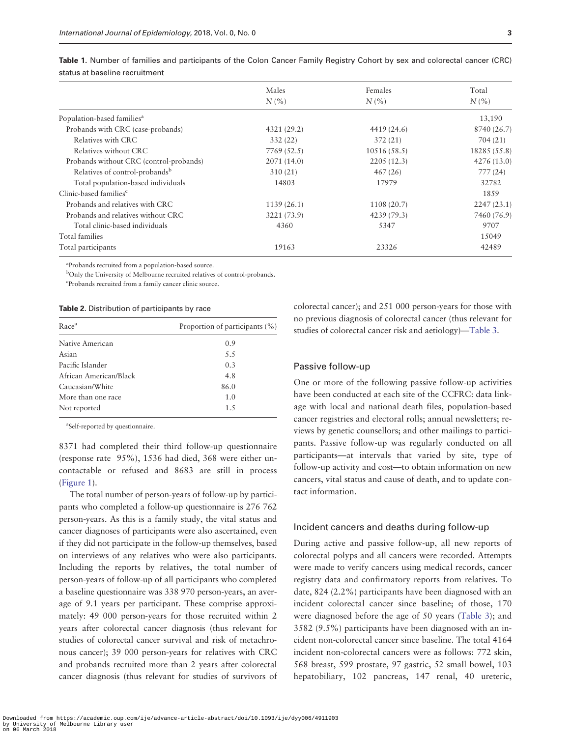**Table 1.** Number of families and participants of the Colon Cancer Family Registry Cohort by sex and colorectal cancer (CRC) status at baseline recruitment

| | Males N (%) | Females N (%) | Total N (%) |
|---|---|---|---|
| Population-based families[a] | | | 13,190 |
| Probands with CRC (case-probands) | 4321 (29.2) | 4419 (24.6) | 8740 (26.7) |
| Relatives with CRC | 332 (22) | 372 (21) | 704 (21) |
| Relatives without CRC | 7769 (52.5) | 10516 (58.5) | 18285 (55.8) |
| Probands without CRC (control-probands) | 2071 (14.0) | 2205 (12.3) | 4276 (13.0) |
| Relatives of control-probands[b] | 310 (21) | 467 (26) | 777 (24) |
| Total population-based individuals | 14803 | 17979 | 32782 |
| Clinic-based families[c] | | | 1859 |
| Probands and relatives with CRC | 1139 (26.1) | 1108 (20.7) | 2247 (23.1) |
| Probands and relatives without CRC | 3221 (73.9) | 4239 (79.3) | 7460 (76.9) |
| Total clinic-based individuals | 4360 | 5347 | 9707 |
| Total families | | | 15049 |
| Total participants | 19163 | 23326 | 42489 |

[a]Probands recruited from a population-based source.

[b]Only the University of Melbourne recruited relatives of control-probands.

[c]Probands recruited from a family cancer clinic source.

**Table 2.** Distribution of participants by race

| Race[a] | Proportion of participants (%) |
|---|---|
| Native American | 0.9 |
| Asian | 5.5 |
| Pacific Islander | 0.3 |
| African American/Black | 4.8 |
| Caucasian/White | 86.0 |
| More than one race | 1.0 |
| Not reported | 1.5 |

[a]Self-reported by questionnaire.

8371 had completed their third follow-up questionnaire (response rate 95%), 1536 had died, 368 were either uncontactable or refused and 8683 are still in process (Figure 1).

The total number of person-years of follow-up by participants who completed a follow-up questionnaire is 276 762 person-years. As this is a family study, the vital status and cancer diagnoses of participants were also ascertained, even if they did not participate in the follow-up themselves, based on interviews of any relatives who were also participants. Including the reports by relatives, the total number of person-years of follow-up of all participants who completed a baseline questionnaire was 338 970 person-years, an average of 9.1 years per participant. These comprise approximately: 49 000 person-years for those recruited within 2 years after colorectal cancer diagnosis (thus relevant for studies of colorectal cancer survival and risk of metachronous cancer); 39 000 person-years for relatives with CRC and probands recruited more than 2 years after colorectal cancer diagnosis (thus relevant for studies of survivors of colorectal cancer); and 251 000 person-years for those with no previous diagnosis of colorectal cancer (thus relevant for studies of colorectal cancer risk and aetiology)—Table 3.

## Passive follow-up

One or more of the following passive follow-up activities have been conducted at each site of the CCFRC: data linkage with local and national death files, population-based cancer registries and electoral rolls; annual newsletters; reviews by genetic counsellors; and other mailings to participants. Passive follow-up was regularly conducted on all participants—at intervals that varied by site, type of follow-up activity and cost—to obtain information on new cancers, vital status and cause of death, and to update contact information.

## Incident cancers and deaths during follow-up

During active and passive follow-up, all new reports of colorectal polyps and all cancers were recorded. Attempts were made to verify cancers using medical records, cancer registry data and confirmatory reports from relatives. To date, 824 (2.2%) participants have been diagnosed with an incident colorectal cancer since baseline; of those, 170 were diagnosed before the age of 50 years (Table 3); and 3582 (9.5%) participants have been diagnosed with an incident non-colorectal cancer since baseline. The total 4164 incident non-colorectal cancers were as follows: 772 skin, 568 breast, 599 prostate, 97 gastric, 52 small bowel, 103 hepatobiliary, 102 pancreas, 147 renal, 40 ureteric,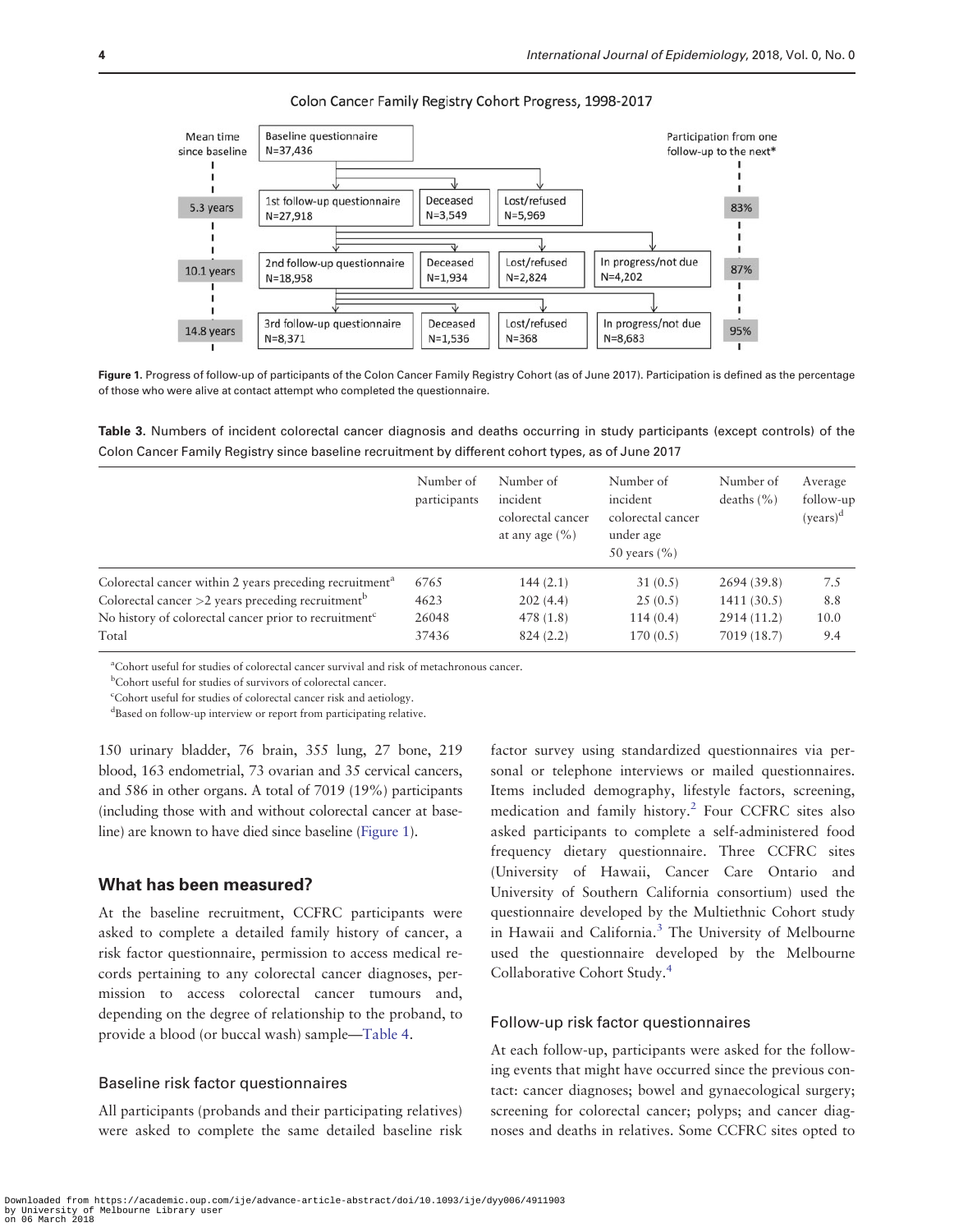**Colon Cancer Family Registry Cohort Progress, 1998-2017**

| Mean time since baseline | | | | | Participation from one follow-up to the next* |
|---|---|---|---|---|---|
| | Baseline questionnaire N=37,436 | | | | |
| 5.3 years | 1st follow-up questionnaire N=27,918 | Deceased N=3,549 | Lost/refused N=5,969 | | 83% |
| 10.1 years | 2nd follow-up questionnaire N=18,958 | Deceased N=1,934 | Lost/refused N=2,824 | In progress/not due N=4,202 | 87% |
| 14.8 years | 3rd follow-up questionnaire N=8,371 | Deceased N=1,536 | Lost/refused N=368 | In progress/not due N=8,683 | 95% |

**Figure 1.** Progress of follow-up of participants of the Colon Cancer Family Registry Cohort (as of June 2017). Participation is defined as the percentage of those who were alive at contact attempt who completed the questionnaire.

**Table 3.** Numbers of incident colorectal cancer diagnosis and deaths occurring in study participants (except controls) of the Colon Cancer Family Registry since baseline recruitment by different cohort types, as of June 2017

| | Number of participants | Number of incident colorectal cancer at any age (%) | Number of incident colorectal cancer under age 50 years (%) | Number of deaths (%) | Average follow-up (years)[d] |
|---|---|---|---|---|---|
| Colorectal cancer within 2 years preceding recruitment[a] | 6765 | 144 (2.1) | 31 (0.5) | 2694 (39.8) | 7.5 |
| Colorectal cancer >2 years preceding recruitment[b] | 4623 | 202 (4.4) | 25 (0.5) | 1411 (30.5) | 8.8 |
| No history of colorectal cancer prior to recruitment[c] | 26048 | 478 (1.8) | 114 (0.4) | 2914 (11.2) | 10.0 |
| Total | 37436 | 824 (2.2) | 170 (0.5) | 7019 (18.7) | 9.4 |

[a]Cohort useful for studies of colorectal cancer survival and risk of metachronous cancer.
[b]Cohort useful for studies of survivors of colorectal cancer.
[c]Cohort useful for studies of colorectal cancer risk and aetiology.
[d]Based on follow-up interview or report from participating relative.

150 urinary bladder, 76 brain, 355 lung, 27 bone, 219 blood, 163 endometrial, 73 ovarian and 35 cervical cancers, and 586 in other organs. A total of 7019 (19%) participants (including those with and without colorectal cancer at baseline) are known to have died since baseline (Figure 1).

## What has been measured?

At the baseline recruitment, CCFRC participants were asked to complete a detailed family history of cancer, a risk factor questionnaire, permission to access medical records pertaining to any colorectal cancer diagnoses, permission to access colorectal cancer tumours and, depending on the degree of relationship to the proband, to provide a blood (or buccal wash) sample—Table 4.

### Baseline risk factor questionnaires

All participants (probands and their participating relatives) were asked to complete the same detailed baseline risk factor survey using standardized questionnaires via personal or telephone interviews or mailed questionnaires. Items included demography, lifestyle factors, screening, medication and family history.[2] Four CCFRC sites also asked participants to complete a self-administered food frequency dietary questionnaire. Three CCFRC sites (University of Hawaii, Cancer Care Ontario and University of Southern California consortium) used the questionnaire developed by the Multiethnic Cohort study in Hawaii and California.[3] The University of Melbourne used the questionnaire developed by the Melbourne Collaborative Cohort Study.[4]

### Follow-up risk factor questionnaires

At each follow-up, participants were asked for the following events that might have occurred since the previous contact: cancer diagnoses; bowel and gynaecological surgery; screening for colorectal cancer; polyps; and cancer diagnoses and deaths in relatives. Some CCFRC sites opted to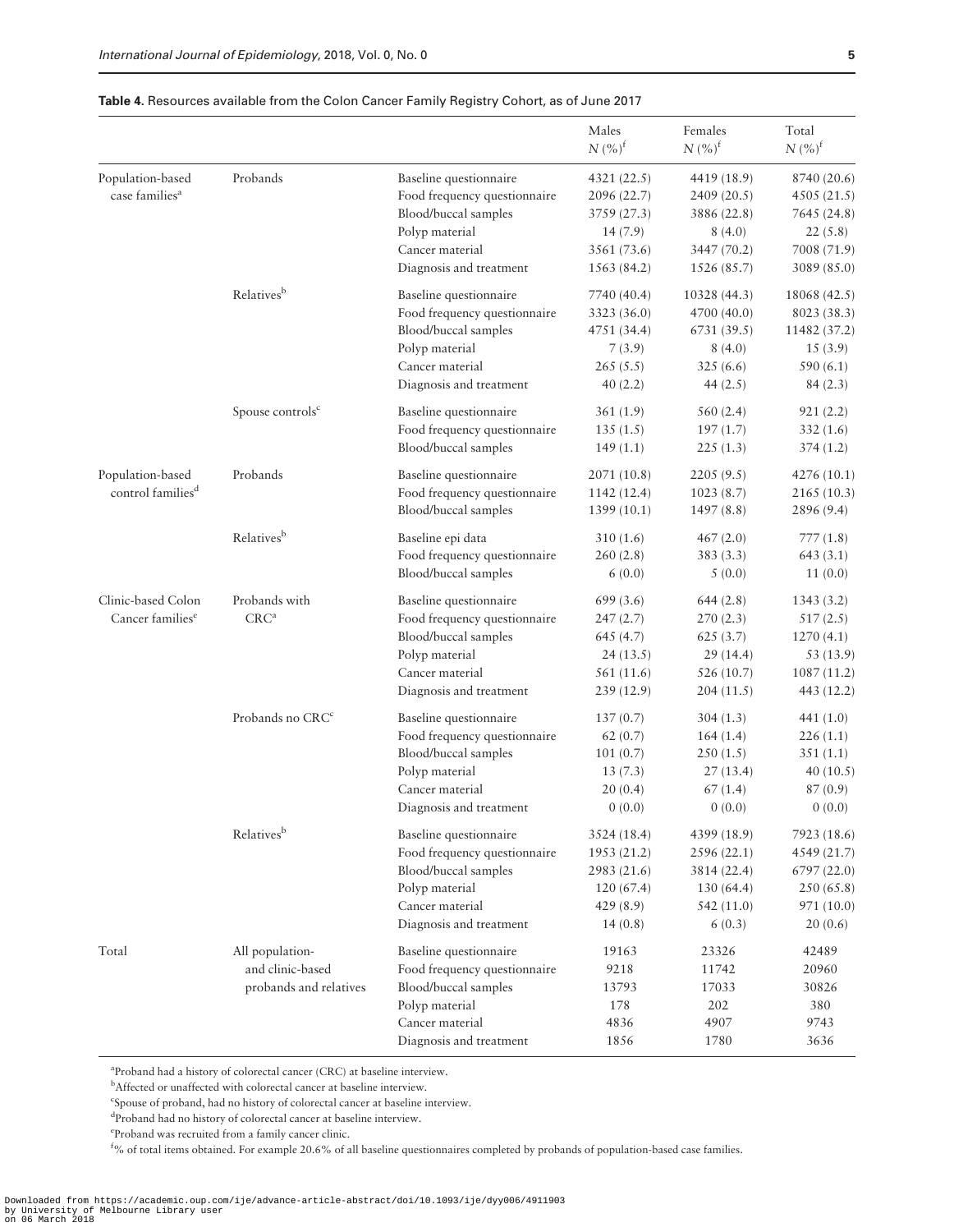**Table 4.** Resources available from the Colon Cancer Family Registry Cohort, as of June 2017

| | | | Males $N$ (%)[f] | Females $N$ (%)[f] | Total $N$ (%)[f] |
|---|---|---|---|---|---|
| Population-based case families[a] | Probands | Baseline questionnaire | 4321 (22.5) | 4419 (18.9) | 8740 (20.6) |
| | | Food frequency questionnaire | 2096 (22.7) | 2409 (20.5) | 4505 (21.5) |
| | | Blood/buccal samples | 3759 (27.3) | 3886 (22.8) | 7645 (24.8) |
| | | Polyp material | 14 (7.9) | 8 (4.0) | 22 (5.8) |
| | | Cancer material | 3561 (73.6) | 3447 (70.2) | 7008 (71.9) |
| | | Diagnosis and treatment | 1563 (84.2) | 1526 (85.7) | 3089 (85.0) |
| | Relatives[b] | Baseline questionnaire | 7740 (40.4) | 10328 (44.3) | 18068 (42.5) |
| | | Food frequency questionnaire | 3323 (36.0) | 4700 (40.0) | 8023 (38.3) |
| | | Blood/buccal samples | 4751 (34.4) | 6731 (39.5) | 11482 (37.2) |
| | | Polyp material | 7 (3.9) | 8 (4.0) | 15 (3.9) |
| | | Cancer material | 265 (5.5) | 325 (6.6) | 590 (6.1) |
| | | Diagnosis and treatment | 40 (2.2) | 44 (2.5) | 84 (2.3) |
| | Spouse controls[c] | Baseline questionnaire | 361 (1.9) | 560 (2.4) | 921 (2.2) |
| | | Food frequency questionnaire | 135 (1.5) | 197 (1.7) | 332 (1.6) |
| | | Blood/buccal samples | 149 (1.1) | 225 (1.3) | 374 (1.2) |
| Population-based control families[d] | Probands | Baseline questionnaire | 2071 (10.8) | 2205 (9.5) | 4276 (10.1) |
| | | Food frequency questionnaire | 1142 (12.4) | 1023 (8.7) | 2165 (10.3) |
| | | Blood/buccal samples | 1399 (10.1) | 1497 (8.8) | 2896 (9.4) |
| | Relatives[b] | Baseline epi data | 310 (1.6) | 467 (2.0) | 777 (1.8) |
| | | Food frequency questionnaire | 260 (2.8) | 383 (3.3) | 643 (3.1) |
| | | Blood/buccal samples | 6 (0.0) | 5 (0.0) | 11 (0.0) |
| Clinic-based Colon Cancer families[e] | Probands with CRC[a] | Baseline questionnaire | 699 (3.6) | 644 (2.8) | 1343 (3.2) |
| | | Food frequency questionnaire | 247 (2.7) | 270 (2.3) | 517 (2.5) |
| | | Blood/buccal samples | 645 (4.7) | 625 (3.7) | 1270 (4.1) |
| | | Polyp material | 24 (13.5) | 29 (14.4) | 53 (13.9) |
| | | Cancer material | 561 (11.6) | 526 (10.7) | 1087 (11.2) |
| | | Diagnosis and treatment | 239 (12.9) | 204 (11.5) | 443 (12.2) |
| | Probands no CRC[c] | Baseline questionnaire | 137 (0.7) | 304 (1.3) | 441 (1.0) |
| | | Food frequency questionnaire | 62 (0.7) | 164 (1.4) | 226 (1.1) |
| | | Blood/buccal samples | 101 (0.7) | 250 (1.5) | 351 (1.1) |
| | | Polyp material | 13 (7.3) | 27 (13.4) | 40 (10.5) |
| | | Cancer material | 20 (0.4) | 67 (1.4) | 87 (0.9) |
| | | Diagnosis and treatment | 0 (0.0) | 0 (0.0) | 0 (0.0) |
| | Relatives[b] | Baseline questionnaire | 3524 (18.4) | 4399 (18.9) | 7923 (18.6) |
| | | Food frequency questionnaire | 1953 (21.2) | 2596 (22.1) | 4549 (21.7) |
| | | Blood/buccal samples | 2983 (21.6) | 3814 (22.4) | 6797 (22.0) |
| | | Polyp material | 120 (67.4) | 130 (64.4) | 250 (65.8) |
| | | Cancer material | 429 (8.9) | 542 (11.0) | 971 (10.0) |
| | | Diagnosis and treatment | 14 (0.8) | 6 (0.3) | 20 (0.6) |
| Total | All population- and clinic-based probands and relatives | Baseline questionnaire | 19163 | 23326 | 42489 |
| | | Food frequency questionnaire | 9218 | 11742 | 20960 |
| | | Blood/buccal samples | 13793 | 17033 | 30826 |
| | | Polyp material | 178 | 202 | 380 |
| | | Cancer material | 4836 | 4907 | 9743 |
| | | Diagnosis and treatment | 1856 | 1780 | 3636 |

[a]Proband had a history of colorectal cancer (CRC) at baseline interview.

[b]Affected or unaffected with colorectal cancer at baseline interview.

[c]Spouse of proband, had no history of colorectal cancer at baseline interview.

[d]Proband had no history of colorectal cancer at baseline interview.

[e]Proband was recruited from a family cancer clinic.

[f]% of total items obtained. For example 20.6% of all baseline questionnaires completed by probands of population-based case families.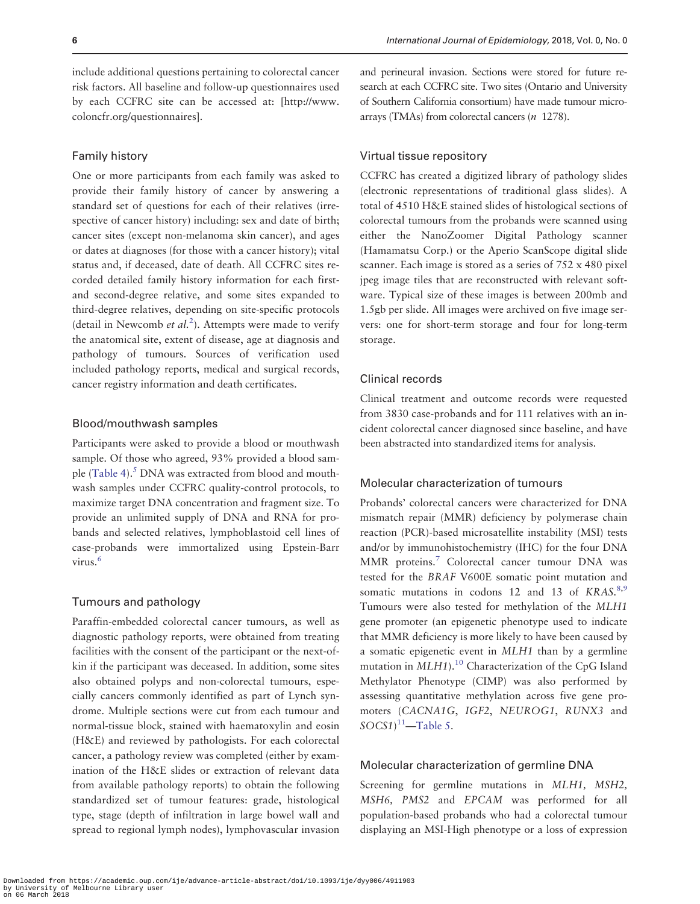include additional questions pertaining to colorectal cancer risk factors. All baseline and follow-up questionnaires used by each CCFRC site can be accessed at: [http://www.coloncfr.org/questionnaires].

## Family history

One or more participants from each family was asked to provide their family history of cancer by answering a standard set of questions for each of their relatives (irrespective of cancer history) including: sex and date of birth; cancer sites (except non-melanoma skin cancer), and ages or dates at diagnoses (for those with a cancer history); vital status and, if deceased, date of death. All CCFRC sites recorded detailed family history information for each first- and second-degree relative, and some sites expanded to third-degree relatives, depending on site-specific protocols (detail in Newcomb *et al.*[2]). Attempts were made to verify the anatomical site, extent of disease, age at diagnosis and pathology of tumours. Sources of verification used included pathology reports, medical and surgical records, cancer registry information and death certificates.

## Blood/mouthwash samples

Participants were asked to provide a blood or mouthwash sample. Of those who agreed, 93% provided a blood sample (Table 4).[5] DNA was extracted from blood and mouthwash samples under CCFRC quality-control protocols, to maximize target DNA concentration and fragment size. To provide an unlimited supply of DNA and RNA for probands and selected relatives, lymphoblastoid cell lines of case-probands were immortalized using Epstein-Barr virus.[6]

## Tumours and pathology

Paraffin-embedded colorectal cancer tumours, as well as diagnostic pathology reports, were obtained from treating facilities with the consent of the participant or the next-of-kin if the participant was deceased. In addition, some sites also obtained polyps and non-colorectal tumours, especially cancers commonly identified as part of Lynch syndrome. Multiple sections were cut from each tumour and normal-tissue block, stained with haematoxylin and eosin (H&E) and reviewed by pathologists. For each colorectal cancer, a pathology review was completed (either by examination of the H&E slides or extraction of relevant data from available pathology reports) to obtain the following standardized set of tumour features: grade, histological type, stage (depth of infiltration in large bowel wall and spread to regional lymph nodes), lymphovascular invasion and perineural invasion. Sections were stored for future research at each CCFRC site. Two sites (Ontario and University of Southern California consortium) have made tumour microarrays (TMAs) from colorectal cancers (*n* 1278).

## Virtual tissue repository

CCFRC has created a digitized library of pathology slides (electronic representations of traditional glass slides). A total of 4510 H&E stained slides of histological sections of colorectal tumours from the probands were scanned using either the NanoZoomer Digital Pathology scanner (Hamamatsu Corp.) or the Aperio ScanScope digital slide scanner. Each image is stored as a series of 752 x 480 pixel jpeg image tiles that are reconstructed with relevant software. Typical size of these images is between 200mb and 1.5gb per slide. All images were archived on five image servers: one for short-term storage and four for long-term storage.

## Clinical records

Clinical treatment and outcome records were requested from 3830 case-probands and for 111 relatives with an incident colorectal cancer diagnosed since baseline, and have been abstracted into standardized items for analysis.

## Molecular characterization of tumours

Probands' colorectal cancers were characterized for DNA mismatch repair (MMR) deficiency by polymerase chain reaction (PCR)-based microsatellite instability (MSI) tests and/or by immunohistochemistry (IHC) for the four DNA MMR proteins.[7] Colorectal cancer tumour DNA was tested for the *BRAF* V600E somatic point mutation and somatic mutations in codons 12 and 13 of *KRAS*.[8,9] Tumours were also tested for methylation of the *MLH1* gene promoter (an epigenetic phenotype used to indicate that MMR deficiency is more likely to have been caused by a somatic epigenetic event in *MLH1* than by a germline mutation in *MLH1*).[10] Characterization of the CpG Island Methylator Phenotype (CIMP) was also performed by assessing quantitative methylation across five gene promoters (*CACNA1G*, *IGF2*, *NEUROG1*, *RUNX3* and *SOCS1*)[11]—Table 5.

## Molecular characterization of germline DNA

Screening for germline mutations in *MLH1, MSH2, MSH6, PMS2* and *EPCAM* was performed for all population-based probands who had a colorectal tumour displaying an MSI-High phenotype or a loss of expression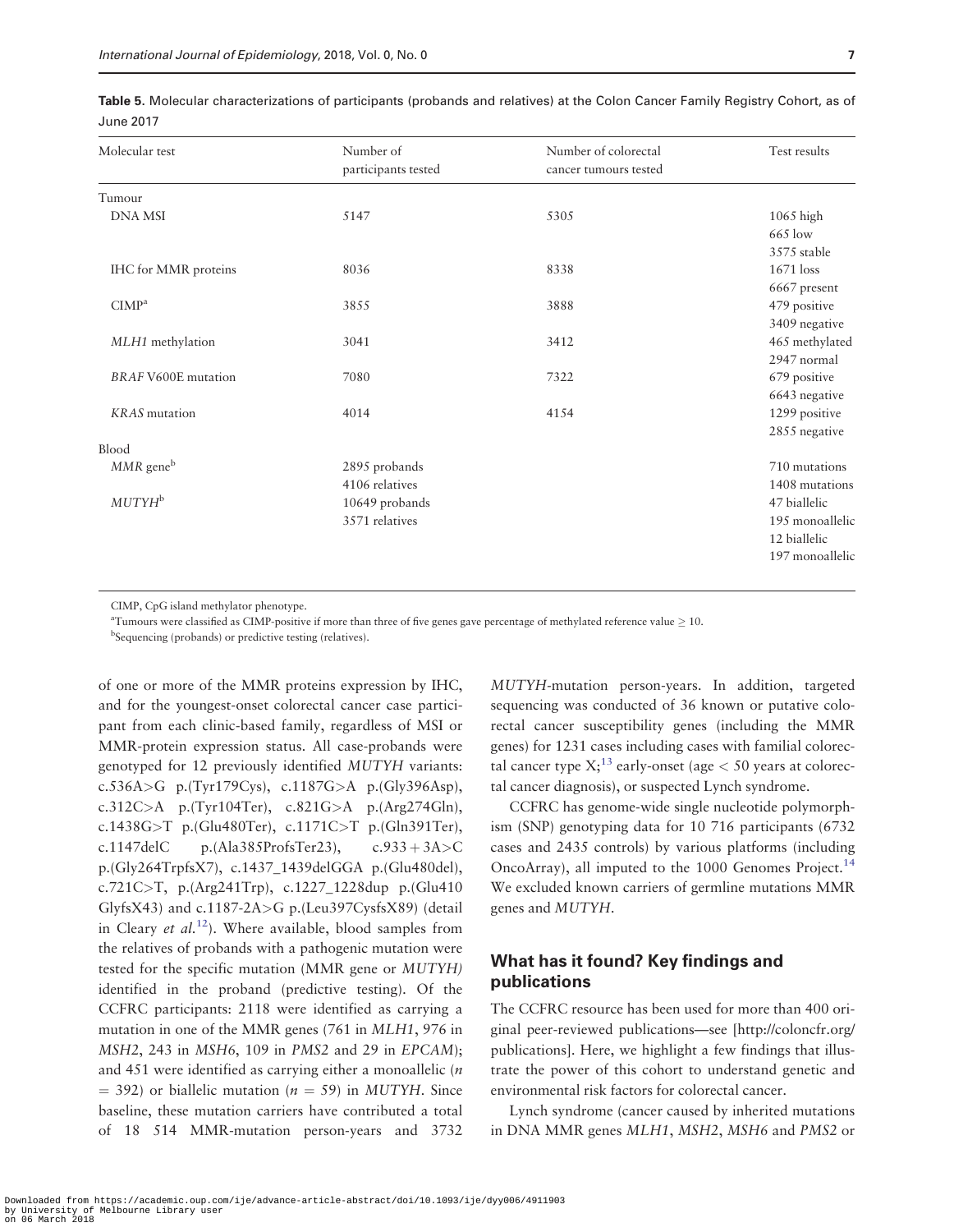**Table 5.** Molecular characterizations of participants (probands and relatives) at the Colon Cancer Family Registry Cohort, as of June 2017

| Molecular test | Number of participants tested | Number of colorectal cancer tumours tested | Test results |
|---|---|---|---|
| Tumour | | | |
| DNA MSI | 5147 | 5305 | 1065 high<br>665 low<br>3575 stable |
| IHC for MMR proteins | 8036 | 8338 | 1671 loss<br>6667 present |
| CIMP[a] | 3855 | 3888 | 479 positive<br>3409 negative |
| *MLH1* methylation | 3041 | 3412 | 465 methylated<br>2947 normal |
| *BRAF* V600E mutation | 7080 | 7322 | 679 positive<br>6643 negative |
| *KRAS* mutation | 4014 | 4154 | 1299 positive<br>2855 negative |
| Blood | | | |
| *MMR* gene[b] | 2895 probands<br>4106 relatives | | 710 mutations<br>1408 mutations |
| *MUTYH*[b] | 10649 probands<br>3571 relatives | | 47 biallelic<br>195 monoallelic<br>12 biallelic<br>197 monoallelic |

CIMP, CpG island methylator phenotype.

[a]Tumours were classified as CIMP-positive if more than three of five genes gave percentage of methylated reference value ≥ 10.

[b]Sequencing (probands) or predictive testing (relatives).

of one or more of the MMR proteins expression by IHC, and for the youngest-onset colorectal cancer case participant from each clinic-based family, regardless of MSI or MMR-protein expression status. All case-probands were genotyped for 12 previously identified *MUTYH* variants: c.536A>G p.(Tyr179Cys), c.1187G>A p.(Gly396Asp), c.312C>A p.(Tyr104Ter), c.821G>A p.(Arg274Gln), c.1438G>T p.(Glu480Ter), c.1171C>T p.(Gln391Ter), c.1147delC p.(Ala385ProfsTer23), c.933+3A>C p.(Gly264TrpfsX7), c.1437_1439delGGA p.(Glu480del), c.721C>T, p.(Arg241Trp), c.1227_1228dup p.(Glu410GlyfsX43) and c.1187-2A>G p.(Leu397CysfsX89) (detail in Cleary *et al.*[12]). Where available, blood samples from the relatives of probands with a pathogenic mutation were tested for the specific mutation (MMR gene or *MUTYH)* identified in the proband (predictive testing). Of the CCFRC participants: 2118 were identified as carrying a mutation in one of the MMR genes (761 in *MLH1*, 976 in *MSH2*, 243 in *MSH6*, 109 in *PMS2* and 29 in *EPCAM*); and 451 were identified as carrying either a monoallelic ($n = 392$) or biallelic mutation ($n = 59$) in *MUTYH*. Since baseline, these mutation carriers have contributed a total of 18 514 MMR-mutation person-years and 3732 *MUTYH*-mutation person-years. In addition, targeted sequencing was conducted of 36 known or putative colorectal cancer susceptibility genes (including the MMR genes) for 1231 cases including cases with familial colorectal cancer type X;[13] early-onset (age < 50 years at colorectal cancer diagnosis), or suspected Lynch syndrome.

CCFRC has genome-wide single nucleotide polymorphism (SNP) genotyping data for 10 716 participants (6732 cases and 2435 controls) by various platforms (including OncoArray), all imputed to the 1000 Genomes Project.[14] We excluded known carriers of germline mutations MMR genes and *MUTYH*.

## What has it found? Key findings and publications

The CCFRC resource has been used for more than 400 original peer-reviewed publications—see [http://coloncfr.org/publications]. Here, we highlight a few findings that illustrate the power of this cohort to understand genetic and environmental risk factors for colorectal cancer.

Lynch syndrome (cancer caused by inherited mutations in DNA MMR genes *MLH1*, *MSH2*, *MSH6* and *PMS2* or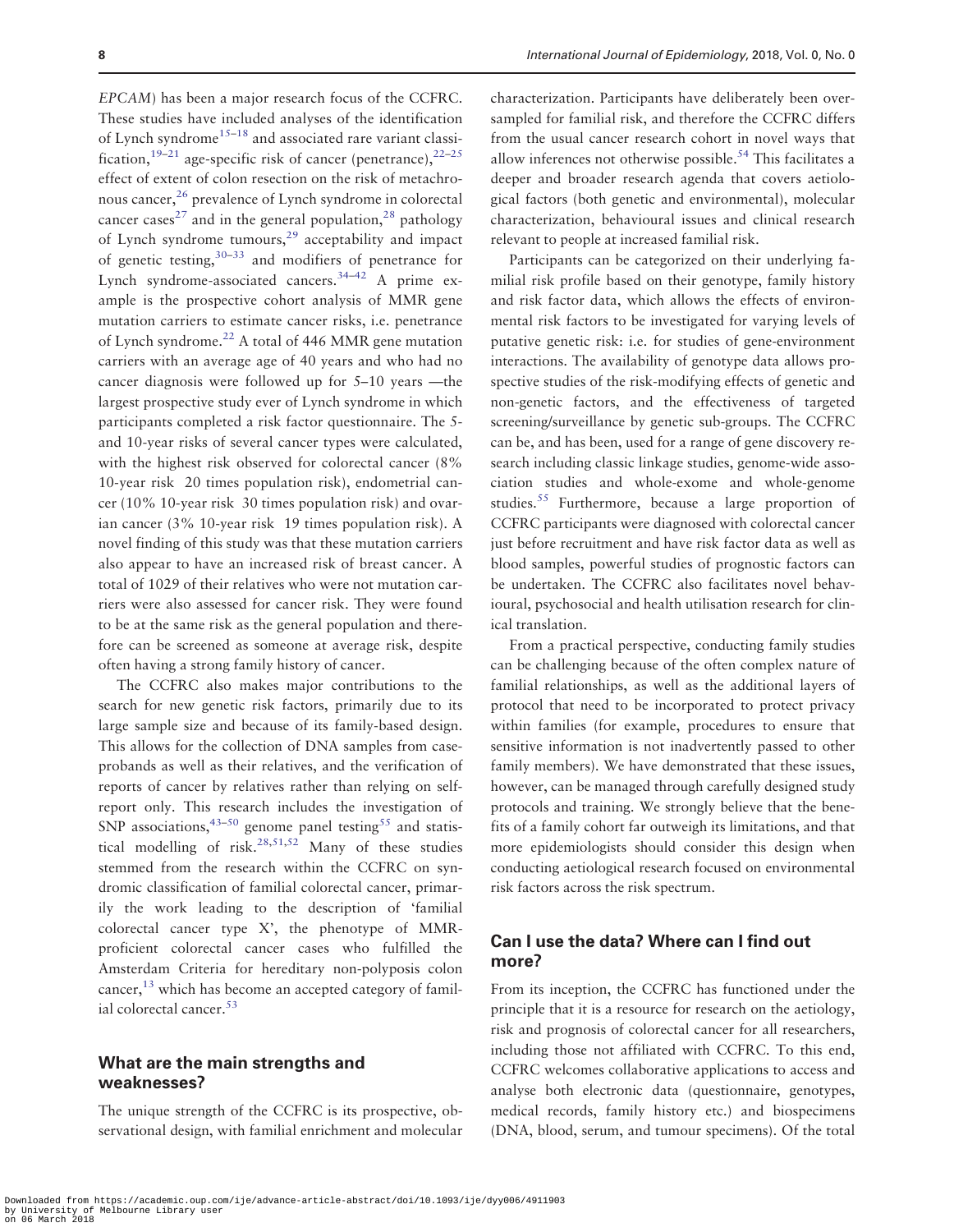*EPCAM*) has been a major research focus of the CCFRC. These studies have included analyses of the identification of Lynch syndrome[15–18] and associated rare variant classification,[19–21] age-specific risk of cancer (penetrance),[22–25] effect of extent of colon resection on the risk of metachronous cancer,[26] prevalence of Lynch syndrome in colorectal cancer cases[27] and in the general population,[28] pathology of Lynch syndrome tumours,[29] acceptability and impact of genetic testing,[30–33] and modifiers of penetrance for Lynch syndrome-associated cancers.[34–42] A prime example is the prospective cohort analysis of MMR gene mutation carriers to estimate cancer risks, i.e. penetrance of Lynch syndrome.[22] A total of 446 MMR gene mutation carriers with an average age of 40 years and who had no cancer diagnosis were followed up for 5–10 years —the largest prospective study ever of Lynch syndrome in which participants completed a risk factor questionnaire. The 5- and 10-year risks of several cancer types were calculated, with the highest risk observed for colorectal cancer (8% 10-year risk 20 times population risk), endometrial cancer (10% 10-year risk 30 times population risk) and ovarian cancer (3% 10-year risk 19 times population risk). A novel finding of this study was that these mutation carriers also appear to have an increased risk of breast cancer. A total of 1029 of their relatives who were not mutation carriers were also assessed for cancer risk. They were found to be at the same risk as the general population and therefore can be screened as someone at average risk, despite often having a strong family history of cancer.

The CCFRC also makes major contributions to the search for new genetic risk factors, primarily due to its large sample size and because of its family-based design. This allows for the collection of DNA samples from case-probands as well as their relatives, and the verification of reports of cancer by relatives rather than relying on self-report only. This research includes the investigation of SNP associations,[43–50] genome panel testing[55] and statistical modelling of risk.[28,51,52] Many of these studies stemmed from the research within the CCFRC on syndromic classification of familial colorectal cancer, primarily the work leading to the description of 'familial colorectal cancer type X', the phenotype of MMR-proficient colorectal cancer cases who fulfilled the Amsterdam Criteria for hereditary non-polyposis colon cancer,[13] which has become an accepted category of familial colorectal cancer.[53]

## What are the main strengths and weaknesses?

The unique strength of the CCFRC is its prospective, observational design, with familial enrichment and molecular characterization. Participants have deliberately been oversampled for familial risk, and therefore the CCFRC differs from the usual cancer research cohort in novel ways that allow inferences not otherwise possible.[54] This facilitates a deeper and broader research agenda that covers aetiological factors (both genetic and environmental), molecular characterization, behavioural issues and clinical research relevant to people at increased familial risk.

Participants can be categorized on their underlying familial risk profile based on their genotype, family history and risk factor data, which allows the effects of environmental risk factors to be investigated for varying levels of putative genetic risk: i.e. for studies of gene-environment interactions. The availability of genotype data allows prospective studies of the risk-modifying effects of genetic and non-genetic factors, and the effectiveness of targeted screening/surveillance by genetic sub-groups. The CCFRC can be, and has been, used for a range of gene discovery research including classic linkage studies, genome-wide association studies and whole-exome and whole-genome studies.[55] Furthermore, because a large proportion of CCFRC participants were diagnosed with colorectal cancer just before recruitment and have risk factor data as well as blood samples, powerful studies of prognostic factors can be undertaken. The CCFRC also facilitates novel behavioural, psychosocial and health utilisation research for clinical translation.

From a practical perspective, conducting family studies can be challenging because of the often complex nature of familial relationships, as well as the additional layers of protocol that need to be incorporated to protect privacy within families (for example, procedures to ensure that sensitive information is not inadvertently passed to other family members). We have demonstrated that these issues, however, can be managed through carefully designed study protocols and training. We strongly believe that the benefits of a family cohort far outweigh its limitations, and that more epidemiologists should consider this design when conducting aetiological research focused on environmental risk factors across the risk spectrum.

## Can I use the data? Where can I find out more?

From its inception, the CCFRC has functioned under the principle that it is a resource for research on the aetiology, risk and prognosis of colorectal cancer for all researchers, including those not affiliated with CCFRC. To this end, CCFRC welcomes collaborative applications to access and analyse both electronic data (questionnaire, genotypes, medical records, family history etc.) and biospecimens (DNA, blood, serum, and tumour specimens). Of the total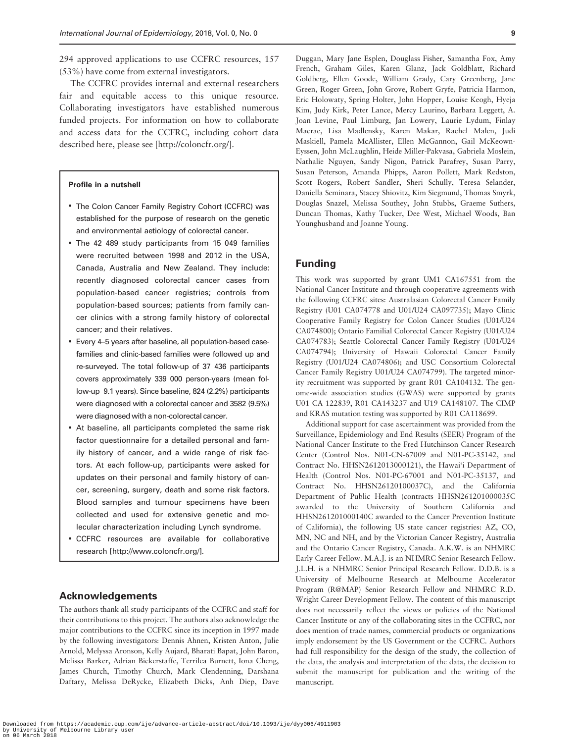294 approved applications to use CCFRC resources, 157 (53%) have come from external investigators.

The CCFRC provides internal and external researchers fair and equitable access to this unique resource. Collaborating investigators have established numerous funded projects. For information on how to collaborate and access data for the CCFRC, including cohort data described here, please see [http://coloncfr.org/].

**Profile in a nutshell**

- The Colon Cancer Family Registry Cohort (CCFRC) was established for the purpose of research on the genetic and environmental aetiology of colorectal cancer.
- The 42 489 study participants from 15 049 families were recruited between 1998 and 2012 in the USA, Canada, Australia and New Zealand. They include: recently diagnosed colorectal cancer cases from population-based cancer registries; controls from population-based sources; patients from family cancer clinics with a strong family history of colorectal cancer; and their relatives.
- Every 4–5 years after baseline, all population-based case-families and clinic-based families were followed up and re-surveyed. The total follow-up of 37 436 participants covers approximately 339 000 person-years (mean follow-up 9.1 years). Since baseline, 824 (2.2%) participants were diagnosed with a colorectal cancer and 3582 (9.5%) were diagnosed with a non-colorectal cancer.
- At baseline, all participants completed the same risk factor questionnaire for a detailed personal and family history of cancer, and a wide range of risk factors. At each follow-up, participants were asked for updates on their personal and family history of cancer, screening, surgery, death and some risk factors. Blood samples and tumour specimens have been collected and used for extensive genetic and molecular characterization including Lynch syndrome.
- CCFRC resources are available for collaborative research [http://www.coloncfr.org/].

## Acknowledgements

The authors thank all study participants of the CCFRC and staff for their contributions to this project. The authors also acknowledge the major contributions to the CCFRC since its inception in 1997 made by the following investigators: Dennis Ahnen, Kristen Anton, Julie Arnold, Melyssa Aronson, Kelly Aujard, Bharati Bapat, John Baron, Melissa Barker, Adrian Bickerstaffe, Terrilea Burnett, Iona Cheng, James Church, Timothy Church, Mark Clendenning, Darshana Daftary, Melissa DeRycke, Elizabeth Dicks, Anh Diep, Dave Duggan, Mary Jane Esplen, Douglass Fisher, Samantha Fox, Amy French, Graham Giles, Karen Glanz, Jack Goldblatt, Richard Goldberg, Ellen Goode, William Grady, Cary Greenberg, Jane Green, Roger Green, John Grove, Robert Gryfe, Patricia Harmon, Eric Holowaty, Spring Holter, John Hopper, Louise Keogh, Hyeja Kim, Judy Kirk, Peter Lance, Mercy Laurino, Barbara Leggett, A. Joan Levine, Paul Limburg, Jan Lowery, Laurie Lydum, Finlay Macrae, Lisa Madlensky, Karen Makar, Rachel Malen, Judi Maskiell, Pamela McAllister, Ellen McGannon, Gail McKeown-Eyssen, John McLaughlin, Heide Miller-Pakvasa, Gabriela Moslein, Nathalie Nguyen, Sandy Nigon, Patrick Parafrey, Susan Parry, Susan Peterson, Amanda Phipps, Aaron Pollett, Mark Redston, Scott Rogers, Robert Sandler, Sheri Schully, Teresa Selander, Daniella Seminara, Stacey Shiovitz, Kim Siegmund, Thomas Smyrk, Douglas Snazel, Melissa Southey, John Stubbs, Graeme Suthers, Duncan Thomas, Kathy Tucker, Dee West, Michael Woods, Ban Younghusband and Joanne Young.

## Funding

This work was supported by grant UM1 CA167551 from the National Cancer Institute and through cooperative agreements with the following CCFRC sites: Australasian Colorectal Cancer Family Registry (U01 CA074778 and U01/U24 CA097735); Mayo Clinic Cooperative Family Registry for Colon Cancer Studies (U01/U24 CA074800); Ontario Familial Colorectal Cancer Registry (U01/U24 CA074783); Seattle Colorectal Cancer Family Registry (U01/U24 CA074794); University of Hawaii Colorectal Cancer Family Registry (U01/U24 CA074806); and USC Consortium Colorectal Cancer Family Registry U01/U24 CA074799). The targeted minority recruitment was supported by grant R01 CA104132. The genome-wide association studies (GWAS) were supported by grants U01 CA 122839, R01 CA143237 and U19 CA148107. The CIMP and KRAS mutation testing was supported by R01 CA118699.

Additional support for case ascertainment was provided from the Surveillance, Epidemiology and End Results (SEER) Program of the National Cancer Institute to the Fred Hutchinson Cancer Research Center (Control Nos. N01-CN-67009 and N01-PC-35142, and Contract No. HHSN2612013000121), the Hawai'i Department of Health (Control Nos. N01-PC-67001 and N01-PC-35137, and Contract No. HHSN26120100037C), and the California Department of Public Health (contracts HHSN261201000035C awarded to the University of Southern California and HHSN261201000140C awarded to the Cancer Prevention Institute of California), the following US state cancer registries: AZ, CO, MN, NC and NH, and by the Victorian Cancer Registry, Australia and the Ontario Cancer Registry, Canada. A.K.W. is an NHMRC Early Career Fellow. M.A.J. is an NHMRC Senior Research Fellow. J.L.H. is a NHMRC Senior Principal Research Fellow. D.D.B. is a University of Melbourne Research at Melbourne Accelerator Program (R@MAP) Senior Research Fellow and NHMRC R.D. Wright Career Development Fellow. The content of this manuscript does not necessarily reflect the views or policies of the National Cancer Institute or any of the collaborating sites in the CCFRC, nor does mention of trade names, commercial products or organizations imply endorsement by the US Government or the CCFRC. Authors had full responsibility for the design of the study, the collection of the data, the analysis and interpretation of the data, the decision to submit the manuscript for publication and the writing of the manuscript.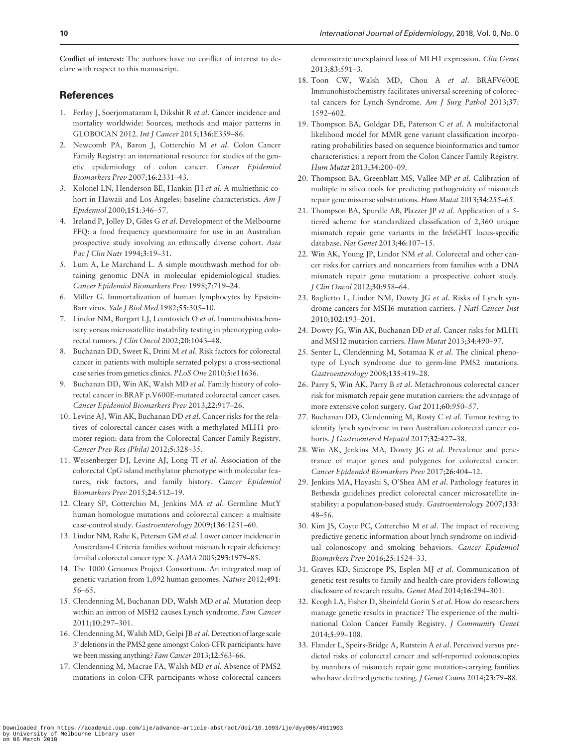**Conflict of interest:** The authors have no conflict of interest to declare with respect to this manuscript.

## References

1. Ferlay J, Soerjomataram I, Dikshit R *et al*. Cancer incidence and mortality worldwide: Sources, methods and major patterns in GLOBOCAN 2012. *Int J Cancer* 2015;**136**:E359–86.
2. Newcomb PA, Baron J, Cotterchio M *et al*. Colon Cancer Family Registry: an international resource for studies of the genetic epidemiology of colon cancer. *Cancer Epidemiol Biomarkers Prev* 2007;**16**:2331–43.
3. Kolonel LN, Henderson BE, Hankin JH *et al*. A multiethnic cohort in Hawaii and Los Angeles: baseline characteristics. *Am J Epidemiol* 2000;**151**:346–57.
4. Ireland P, Jolley D, Giles G *et al*. Development of the Melbourne FFQ: a food frequency questionnaire for use in an Australian prospective study involving an ethnically diverse cohort. *Asia Pac J Clin Nutr* 1994;**3**:19–31.
5. Lum A, Le Marchand L. A simple mouthwash method for obtaining genomic DNA in molecular epidemiological studies. *Cancer Epidemiol Biomarkers Prev* 1998;**7**:719–24.
6. Miller G. Immortalization of human lymphocytes by Epstein-Barr virus. *Yale J Biol Med* 1982;**55**:305–10.
7. Lindor NM, Burgart LJ, Leontovich O *et al*. Immunohistochemistry versus microsatellite instability testing in phenotyping colorectal tumors. *J Clin Oncol* 2002;**20**:1043–48.
8. Buchanan DD, Sweet K, Drini M *et al*. Risk factors for colorectal cancer in patients with multiple serrated polyps: a cross-sectional case series from genetics clinics. *PLoS One* 2010;**5**:e11636.
9. Buchanan DD, Win AK, Walsh MD *et al*. Family history of colorectal cancer in BRAF p.V600E-mutated colorectal cancer cases. *Cancer Epidemiol Biomarkers Prev* 2013;**22**:917–26.
10. Levine AJ, Win AK, Buchanan DD *et al*. Cancer risks for the relatives of colorectal cancer cases with a methylated MLH1 promoter region: data from the Colorectal Cancer Family Registry. *Cancer Prev Res (Phila)* 2012;**5**:328–35.
11. Weisenberger DJ, Levine AJ, Long TI *et al*. Association of the colorectal CpG island methylator phenotype with molecular features, risk factors, and family history. *Cancer Epidemiol Biomarkers Prev* 2015;**24**:512–19.
12. Cleary SP, Cotterchio M, Jenkins MA *et al*. Germline MutY human homologue mutations and colorectal cancer: a multisite case-control study. *Gastroenterology* 2009;**136**:1251–60.
13. Lindor NM, Rabe K, Petersen GM *et al*. Lower cancer incidence in Amsterdam-I Criteria families without mismatch repair deficiency: familial colorectal cancer type X. *JAMA* 2005;**293**:1979–85.
14. The 1000 Genomes Project Consortium. An integrated map of genetic variation from 1,092 human genomes. *Nature* 2012;**491**:56–65.
15. Clendenning M, Buchanan DD, Walsh MD *et al*. Mutation deep within an intron of MSH2 causes Lynch syndrome. *Fam Cancer* 2011;**10**:297–301.
16. Clendenning M, Walsh MD, Gelpi JB *et al*. Detection of large scale 3′ deletions in the PMS2 gene amongst Colon-CFR participants: have we been missing anything? *Fam Cancer* 2013;**12**:563–66.
17. Clendenning M, Macrae FA, Walsh MD *et al*. Absence of PMS2 mutations in colon-CFR participants whose colorectal cancers demonstrate unexplained loss of MLH1 expression. *Clin Genet* 2013;**83**:591–3.
18. Toon CW, Walsh MD, Chou A *et al*. BRAFV600E Immunohistochemistry facilitates universal screening of colorectal cancers for Lynch Syndrome. *Am J Surg Pathol* 2013;**37**:1592–602.
19. Thompson BA, Goldgar DE, Paterson C *et al*. A multifactorial likelihood model for MMR gene variant classification incorporating probabilities based on sequence bioinformatics and tumor characteristics: a report from the Colon Cancer Family Registry. *Hum Mutat* 2013;**34**:200–09.
20. Thompson BA, Greenblatt MS, Vallee MP *et al*. Calibration of multiple in silico tools for predicting pathogenicity of mismatch repair gene missense substitutions. *Hum Mutat* 2013;**34**:255–65.
21. Thompson BA, Spurdle AB, Plazzer JP *et al*. Application of a 5-tiered scheme for standardized classification of 2,360 unique mismatch repair gene variants in the InSiGHT locus-specific database. *Nat Genet* 2013;**46**:107–15.
22. Win AK, Young JP, Lindor NM *et al*. Colorectal and other cancer risks for carriers and noncarriers from families with a DNA mismatch repair gene mutation: a prospective cohort study. *J Clin Oncol* 2012;**30**:958–64.
23. Baglietto L, Lindor NM, Dowty JG *et al*. Risks of Lynch syndrome cancers for MSH6 mutation carriers. *J Natl Cancer Inst* 2010;**102**:193–201.
24. Dowty JG, Win AK, Buchanan DD *et al*. Cancer risks for MLH1 and MSH2 mutation carriers. *Hum Mutat* 2013;**34**:490–97.
25. Senter L, Clendenning M, Sotamaa K *et al*. The clinical phenotype of Lynch syndrome due to germ-line PMS2 mutations. *Gastroenterology* 2008;**135**:419–28.
26. Parry S, Win AK, Parry B *et al*. Metachronous colorectal cancer risk for mismatch repair gene mutation carriers: the advantage of more extensive colon surgery. *Gut* 2011;**60**:950–57.
27. Buchanan DD, Clendenning M, Rosty C *et al*. Tumor testing to identify lynch syndrome in two Australian colorectal cancer cohorts. *J Gastroenterol Hepatol* 2017;**32**:427–38.
28. Win AK, Jenkins MA, Dowty JG *et al*. Prevalence and penetrance of major genes and polygenes for colorectal cancer. *Cancer Epidemiol Biomarkers Prev* 2017;**26**:404–12.
29. Jenkins MA, Hayashi S, O'Shea AM *et al*. Pathology features in Bethesda guidelines predict colorectal cancer microsatellite instability: a population-based study. *Gastroenterology* 2007;**133**:48–56.
30. Kim JS, Coyte PC, Cotterchio M *et al*. The impact of receiving predictive genetic information about lynch syndrome on individual colonoscopy and smoking behaviors. *Cancer Epidemiol Biomarkers Prev* 2016;**25**:1524–33.
31. Graves KD, Sinicrope PS, Esplen MJ *et al*. Communication of genetic test results to family and health-care providers following disclosure of research results. *Genet Med* 2014;**16**:294–301.
32. Keogh LA, Fisher D, Sheinfeld Gorin S *et al*. How do researchers manage genetic results in practice? The experience of the multinational Colon Cancer Family Registry. *J Community Genet* 2014;**5**:99–108.
33. Flander L, Speirs-Bridge A, Rutstein A *et al*. Perceived versus predicted risks of colorectal cancer and self-reported colonoscopies by members of mismatch repair gene mutation-carrying families who have declined genetic testing. *J Genet Couns* 2014;**23**:79–88.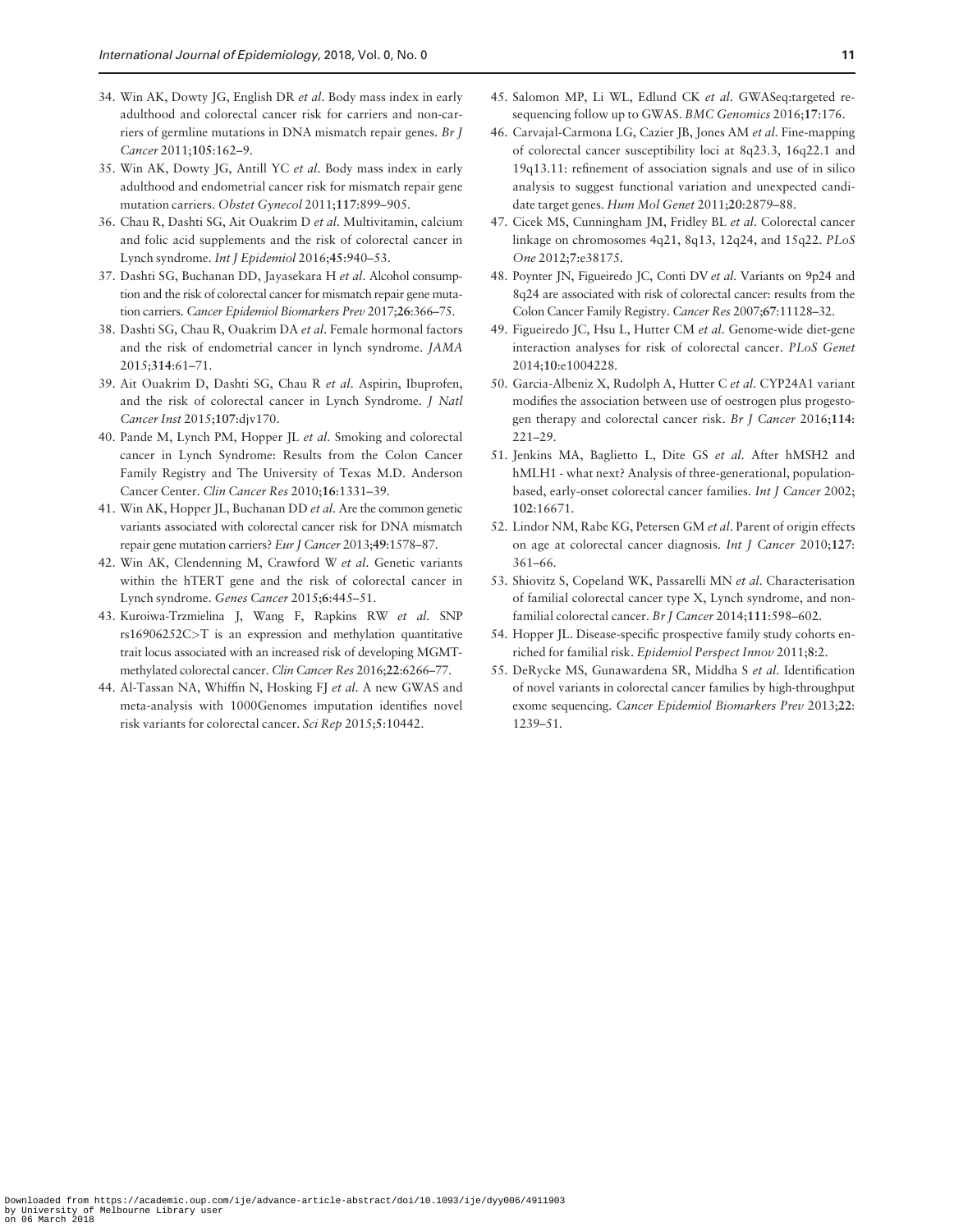34. Win AK, Dowty JG, English DR *et al*. Body mass index in early adulthood and colorectal cancer risk for carriers and non-carriers of germline mutations in DNA mismatch repair genes. *Br J Cancer* 2011;**105**:162–9.
35. Win AK, Dowty JG, Antill YC *et al*. Body mass index in early adulthood and endometrial cancer risk for mismatch repair gene mutation carriers. *Obstet Gynecol* 2011;**117**:899–905.
36. Chau R, Dashti SG, Ait Ouakrim D *et al*. Multivitamin, calcium and folic acid supplements and the risk of colorectal cancer in Lynch syndrome. *Int J Epidemiol* 2016;**45**:940–53.
37. Dashti SG, Buchanan DD, Jayasekara H *et al*. Alcohol consumption and the risk of colorectal cancer for mismatch repair gene mutation carriers. *Cancer Epidemiol Biomarkers Prev* 2017;**26**:366–75.
38. Dashti SG, Chau R, Ouakrim DA *et al*. Female hormonal factors and the risk of endometrial cancer in lynch syndrome. *JAMA* 2015;**314**:61–71.
39. Ait Ouakrim D, Dashti SG, Chau R *et al*. Aspirin, Ibuprofen, and the risk of colorectal cancer in Lynch Syndrome. *J Natl Cancer Inst* 2015;**107**:djv170.
40. Pande M, Lynch PM, Hopper JL *et al*. Smoking and colorectal cancer in Lynch Syndrome: Results from the Colon Cancer Family Registry and The University of Texas M.D. Anderson Cancer Center. *Clin Cancer Res* 2010;**16**:1331–39.
41. Win AK, Hopper JL, Buchanan DD *et al*. Are the common genetic variants associated with colorectal cancer risk for DNA mismatch repair gene mutation carriers? *Eur J Cancer* 2013;**49**:1578–87.
42. Win AK, Clendenning M, Crawford W *et al*. Genetic variants within the hTERT gene and the risk of colorectal cancer in Lynch syndrome. *Genes Cancer* 2015;**6**:445–51.
43. Kuroiwa-Trzmielina J, Wang F, Rapkins RW *et al*. SNP rs16906252C>T is an expression and methylation quantitative trait locus associated with an increased risk of developing MGMT-methylated colorectal cancer. *Clin Cancer Res* 2016;**22**:6266–77.
44. Al-Tassan NA, Whiffin N, Hosking FJ *et al*. A new GWAS and meta-analysis with 1000Genomes imputation identifies novel risk variants for colorectal cancer. *Sci Rep* 2015;**5**:10442.
45. Salomon MP, Li WL, Edlund CK *et al*. GWASeq:targeted re-sequencing follow up to GWAS. *BMC Genomics* 2016;**17**:176.
46. Carvajal-Carmona LG, Cazier JB, Jones AM *et al*. Fine-mapping of colorectal cancer susceptibility loci at 8q23.3, 16q22.1 and 19q13.11: refinement of association signals and use of in silico analysis to suggest functional variation and unexpected candidate target genes. *Hum Mol Genet* 2011;**20**:2879–88.
47. Cicek MS, Cunningham JM, Fridley BL *et al*. Colorectal cancer linkage on chromosomes 4q21, 8q13, 12q24, and 15q22. *PLoS One* 2012;**7**:e38175.
48. Poynter JN, Figueiredo JC, Conti DV *et al*. Variants on 9p24 and 8q24 are associated with risk of colorectal cancer: results from the Colon Cancer Family Registry. *Cancer Res* 2007;**67**:11128–32.
49. Figueiredo JC, Hsu L, Hutter CM *et al*. Genome-wide diet-gene interaction analyses for risk of colorectal cancer. *PLoS Genet* 2014;**10**:e1004228.
50. Garcia-Albeniz X, Rudolph A, Hutter C *et al*. CYP24A1 variant modifies the association between use of oestrogen plus progestogen therapy and colorectal cancer risk. *Br J Cancer* 2016;**114**: 221–29.
51. Jenkins MA, Baglietto L, Dite GS *et al*. After hMSH2 and hMLH1 - what next? Analysis of three-generational, population-based, early-onset colorectal cancer families. *Int J Cancer* 2002; **102**:16671.
52. Lindor NM, Rabe KG, Petersen GM *et al*. Parent of origin effects on age at colorectal cancer diagnosis. *Int J Cancer* 2010;**127**: 361–66.
53. Shiovitz S, Copeland WK, Passarelli MN *et al*. Characterisation of familial colorectal cancer type X, Lynch syndrome, and non-familial colorectal cancer. *Br J Cancer* 2014;**111**:598–602.
54. Hopper JL. Disease-specific prospective family study cohorts enriched for familial risk. *Epidemiol Perspect Innov* 2011;**8**:2.
55. DeRycke MS, Gunawardena SR, Middha S *et al*. Identification of novel variants in colorectal cancer families by high-throughput exome sequencing. *Cancer Epidemiol Biomarkers Prev* 2013;**22**: 1239–51.